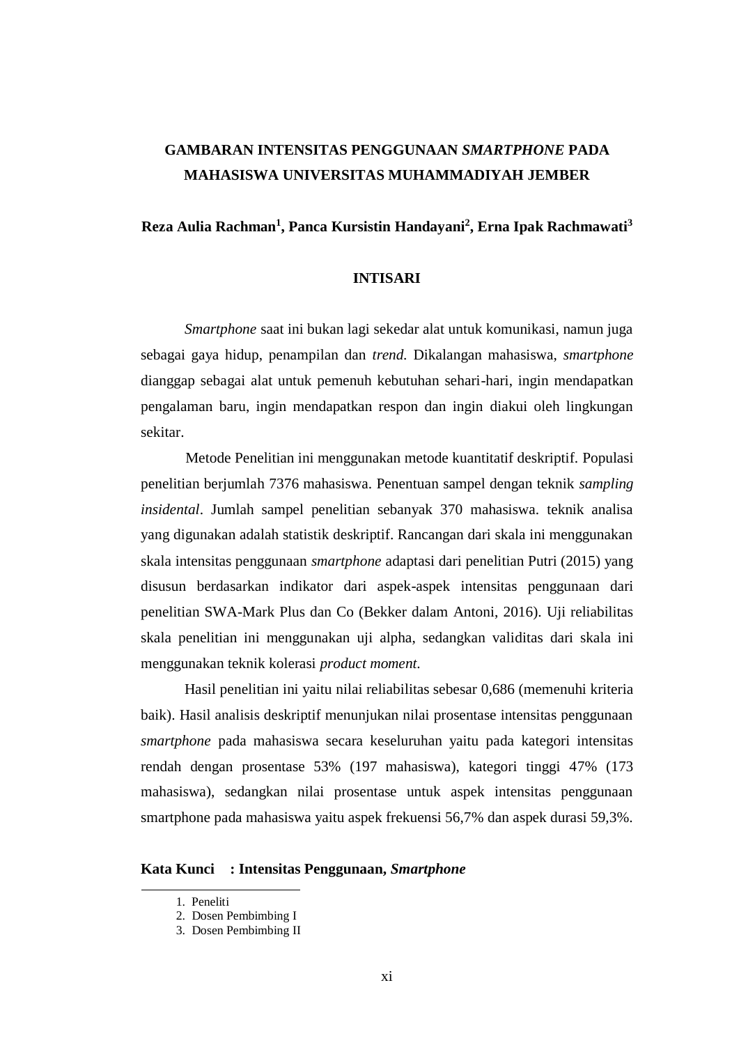# GAMBARAN INTENSITAS PENGGUNAAN *SMARTPHONE* PADA MAHASISWA UNIVERSITAS MUHAMMADIYAH JEMBER

**Reza Aulia Rachman[1], Panca Kursistin Handayani[2], Erna Ipak Rachmawati[3]**

## INTISARI

*Smartphone* saat ini bukan lagi sekedar alat untuk komunikasi, namun juga sebagai gaya hidup, penampilan dan *trend.* Dikalangan mahasiswa, *smartphone* dianggap sebagai alat untuk pemenuh kebutuhan sehari-hari, ingin mendapatkan pengalaman baru, ingin mendapatkan respon dan ingin diakui oleh lingkungan sekitar.

Metode Penelitian ini menggunakan metode kuantitatif deskriptif. Populasi penelitian berjumlah 7376 mahasiswa. Penentuan sampel dengan teknik *sampling insidental*. Jumlah sampel penelitian sebanyak 370 mahasiswa. teknik analisa yang digunakan adalah statistik deskriptif. Rancangan dari skala ini menggunakan skala intensitas penggunaan *smartphone* adaptasi dari penelitian Putri (2015) yang disusun berdasarkan indikator dari aspek-aspek intensitas penggunaan dari penelitian SWA-Mark Plus dan Co (Bekker dalam Antoni, 2016). Uji reliabilitas skala penelitian ini menggunakan uji alpha, sedangkan validitas dari skala ini menggunakan teknik kolerasi *product moment.*

Hasil penelitian ini yaitu nilai reliabilitas sebesar 0,686 (memenuhi kriteria baik). Hasil analisis deskriptif menunjukan nilai prosentase intensitas penggunaan *smartphone* pada mahasiswa secara keseluruhan yaitu pada kategori intensitas rendah dengan prosentase 53% (197 mahasiswa), kategori tinggi 47% (173 mahasiswa), sedangkan nilai prosentase untuk aspek intensitas penggunaan smartphone pada mahasiswa yaitu aspek frekuensi 56,7% dan aspek durasi 59,3%.

**Kata Kunci : Intensitas Penggunaan, *Smartphone***

---

1. Peneliti
2. Dosen Pembimbing I
3. Dosen Pembimbing II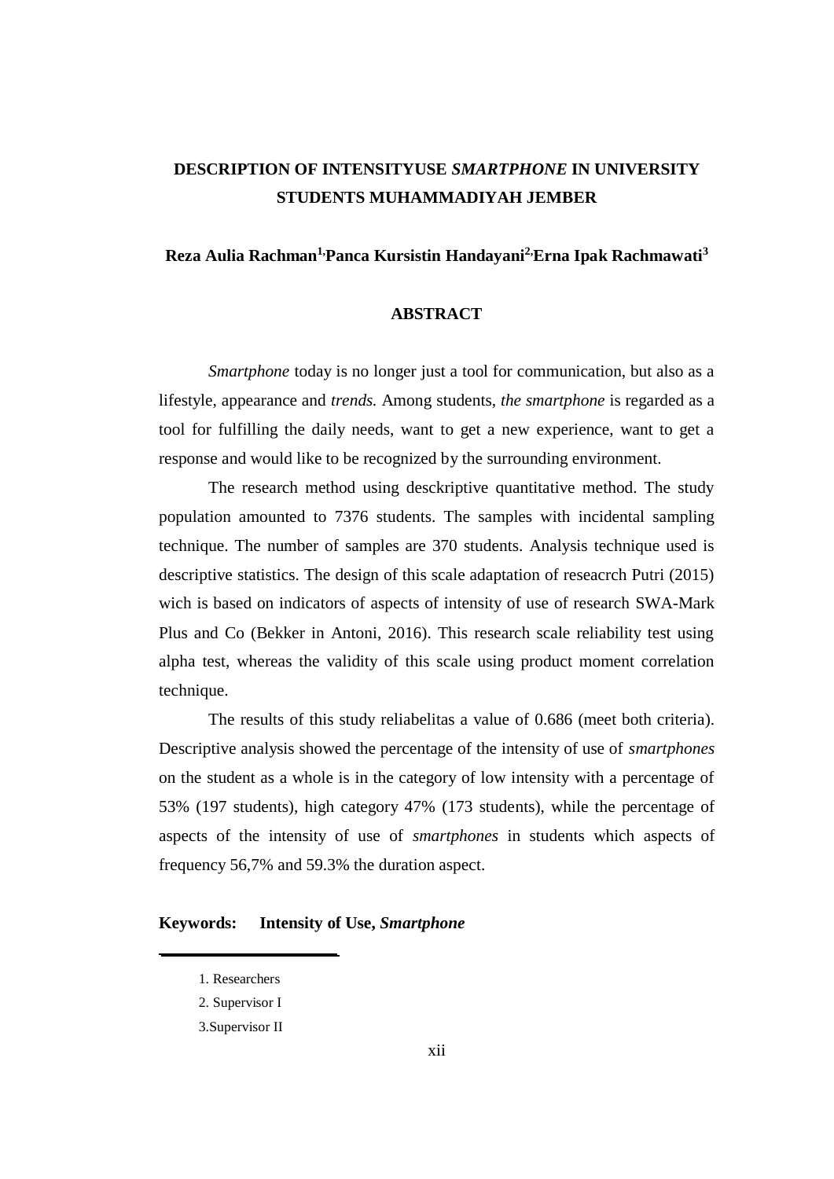# DESCRIPTION OF INTENSITYUSE *SMARTPHONE* IN UNIVERSITY STUDENTS MUHAMMADIYAH JEMBER

**Reza Aulia Rachman[1,] Panca Kursistin Handayani[2,] Erna Ipak Rachmawati[3]**

## ABSTRACT

*Smartphone* today is no longer just a tool for communication, but also as a lifestyle, appearance and *trends.* Among students, *the smartphone* is regarded as a tool for fulfilling the daily needs, want to get a new experience, want to get a response and would like to be recognized by the surrounding environment.

The research method using desckriptive quantitative method. The study population amounted to 7376 students. The samples with incidental sampling technique. The number of samples are 370 students. Analysis technique used is descriptive statistics. The design of this scale adaptation of reseacrch Putri (2015) wich is based on indicators of aspects of intensity of use of research SWA-Mark Plus and Co (Bekker in Antoni, 2016). This research scale reliability test using alpha test, whereas the validity of this scale using product moment correlation technique.

The results of this study reliabelitas a value of 0.686 (meet both criteria). Descriptive analysis showed the percentage of the intensity of use of *smartphones* on the student as a whole is in the category of low intensity with a percentage of 53% (197 students), high category 47% (173 students), while the percentage of aspects of the intensity of use of *smartphones* in students which aspects of frequency 56,7% and 59.3% the duration aspect.

**Keywords: Intensity of Use, *Smartphone***

---

1. Researchers
2. Supervisor I
3. Supervisor II